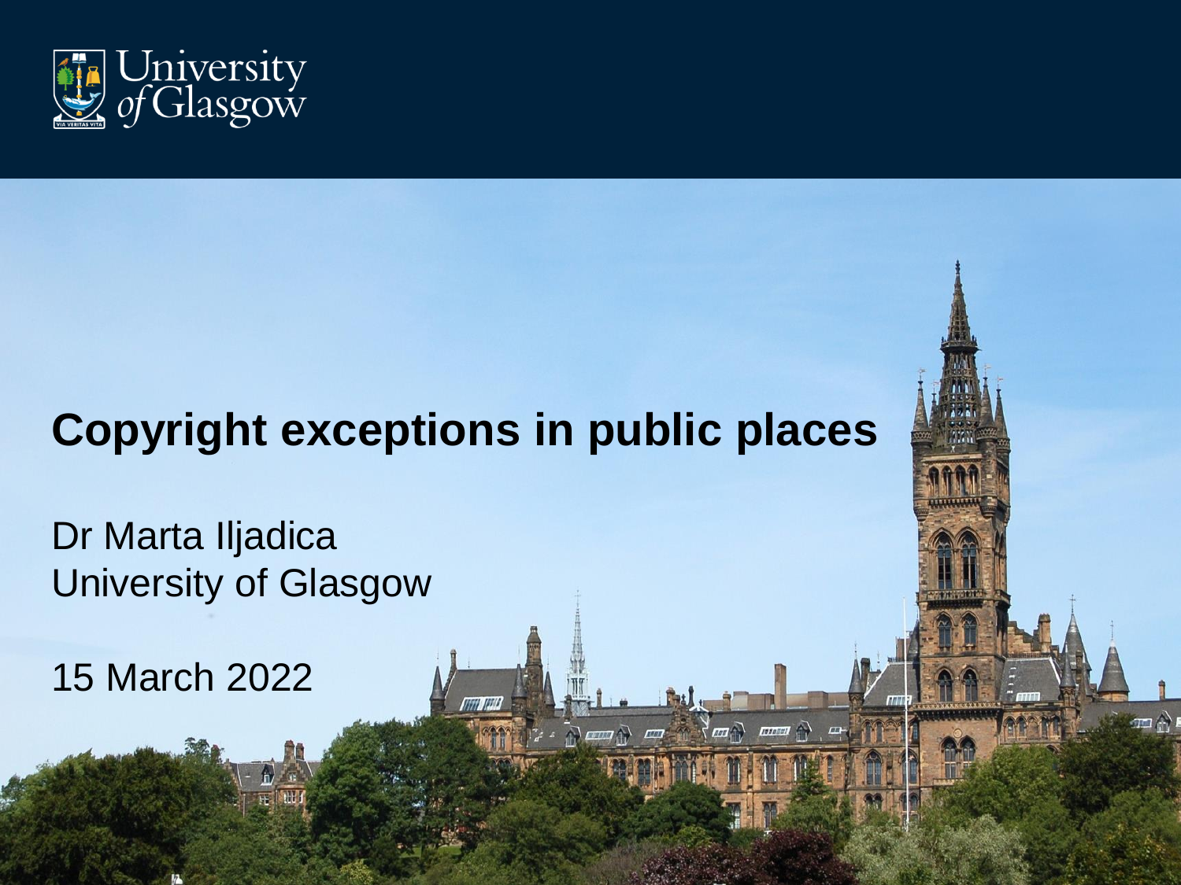# Copyright exceptions in public places

Dr Marta Iljadica
University of Glasgow

15 March 2022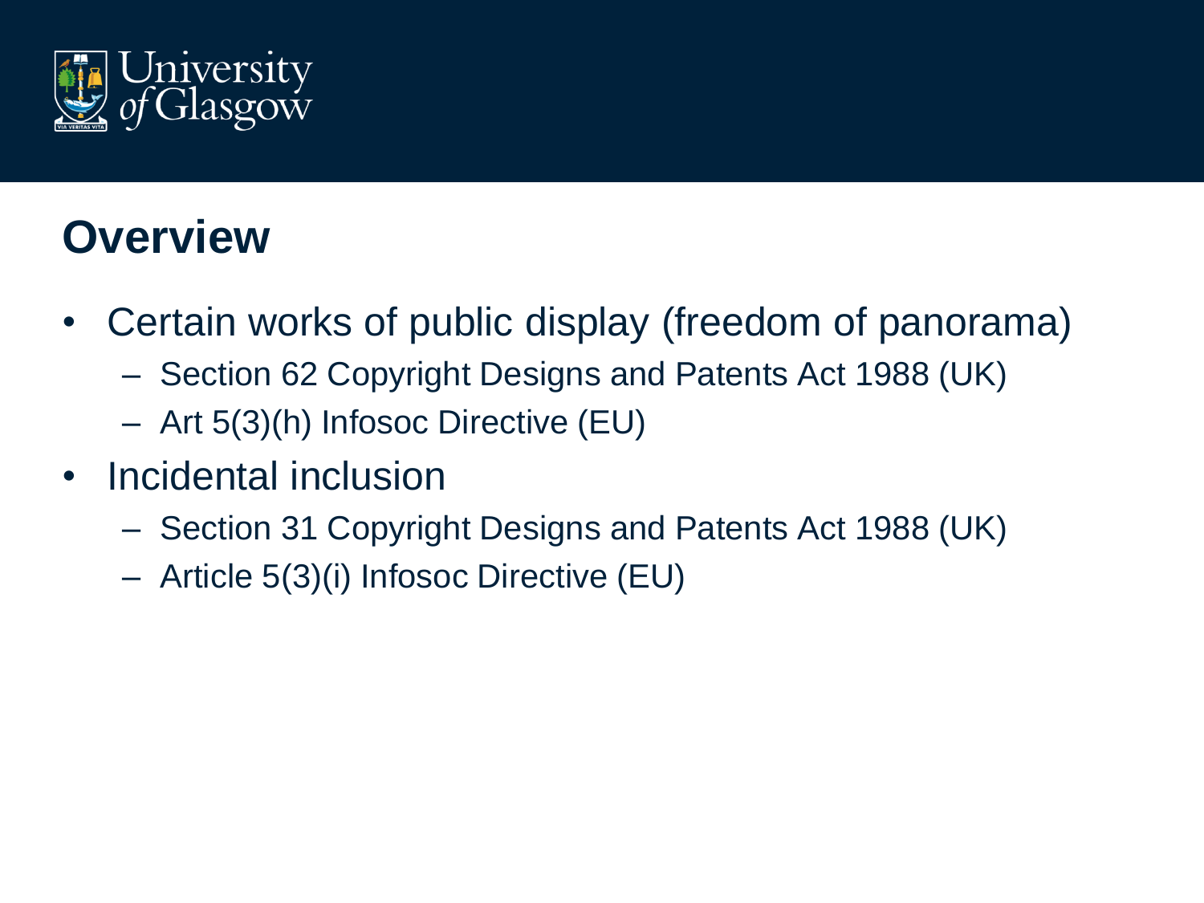## Overview

- Certain works of public display (freedom of panorama)
  - Section 62 Copyright Designs and Patents Act 1988 (UK)
  - Art 5(3)(h) Infosoc Directive (EU)
- Incidental inclusion
  - Section 31 Copyright Designs and Patents Act 1988 (UK)
  - Article 5(3)(i) Infosoc Directive (EU)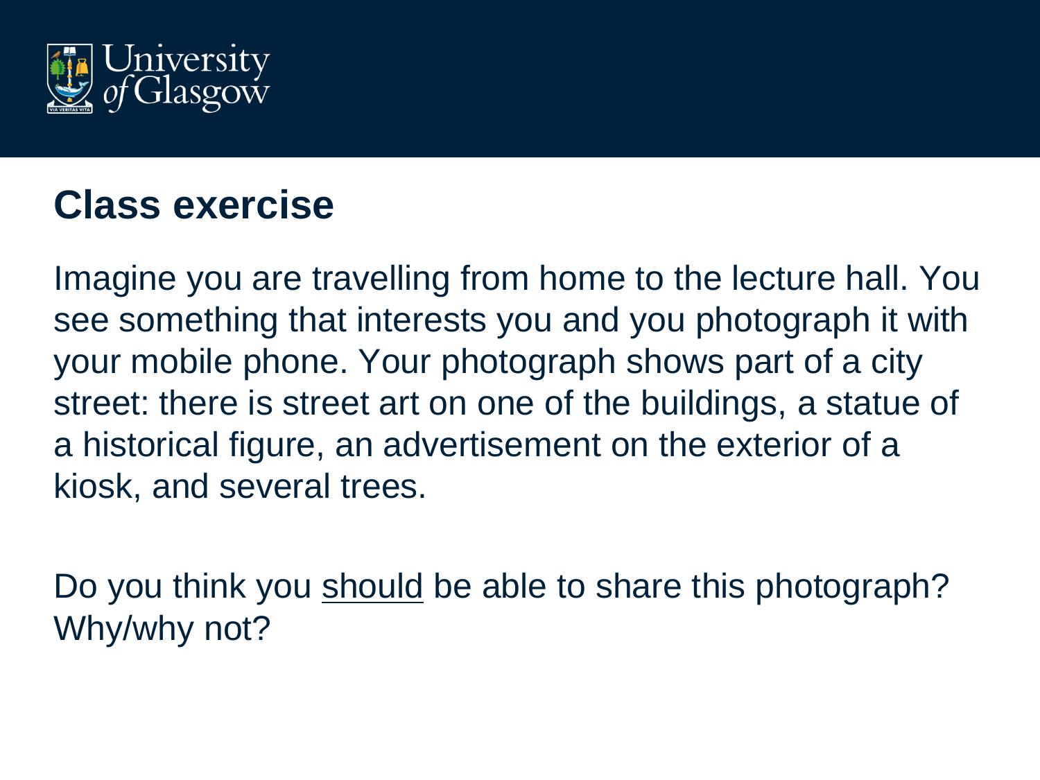## Class exercise

Imagine you are travelling from home to the lecture hall. You see something that interests you and you photograph it with your mobile phone. Your photograph shows part of a city street: there is street art on one of the buildings, a statue of a historical figure, an advertisement on the exterior of a kiosk, and several trees.

Do you think you <u>should</u> be able to share this photograph? Why/why not?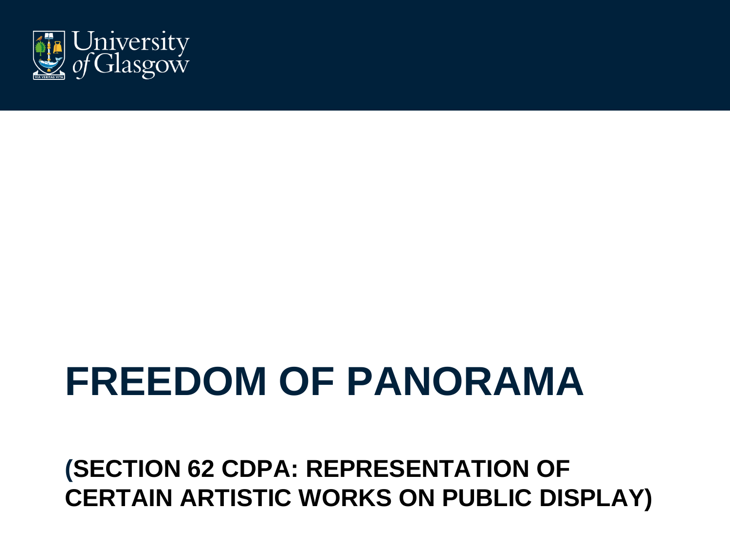# FREEDOM OF PANORAMA

## (SECTION 62 CDPA: REPRESENTATION OF CERTAIN ARTISTIC WORKS ON PUBLIC DISPLAY)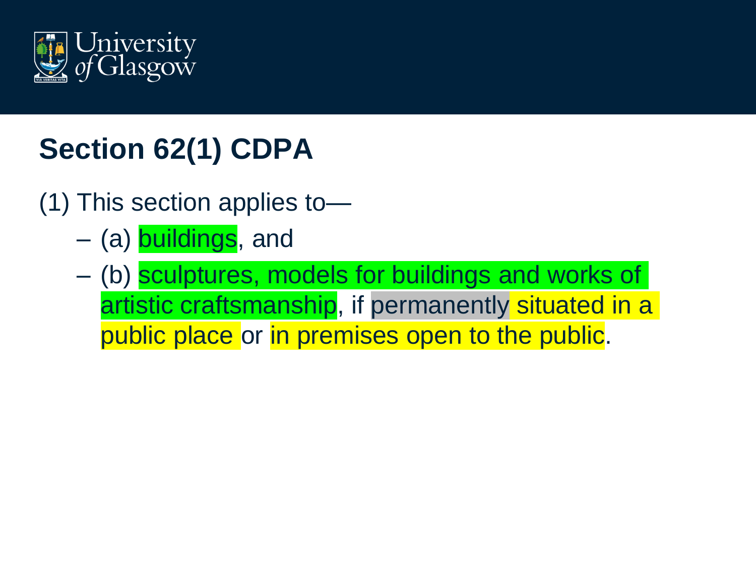## Section 62(1) CDPA

(1) This section applies to—

- (a) buildings, and
- (b) sculptures, models for buildings and works of artistic craftsmanship, if permanently situated in a public place or in premises open to the public.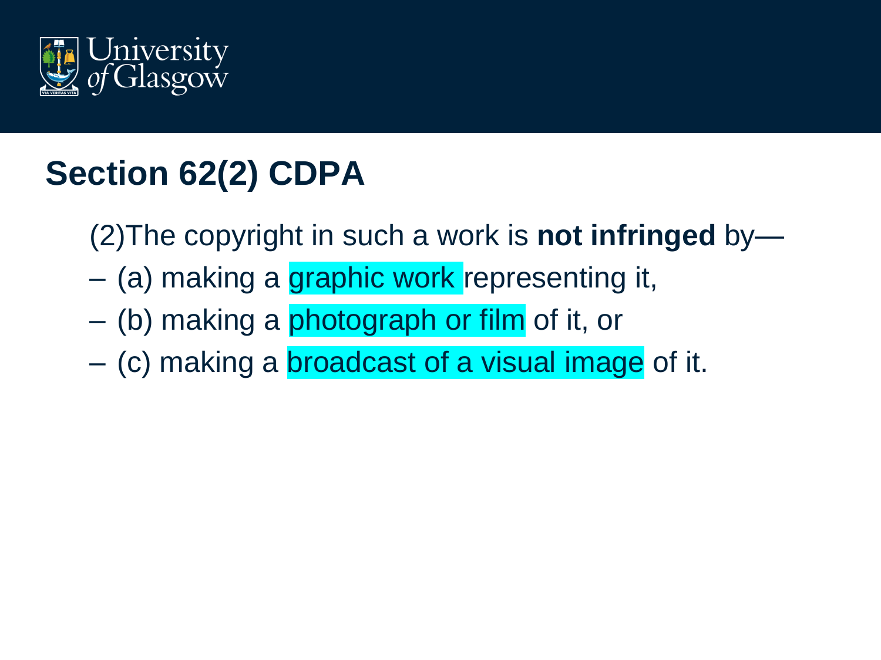## Section 62(2) CDPA

(2)The copyright in such a work is **not infringed** by—

- (a) making a graphic work representing it,
- (b) making a photograph or film of it, or
- (c) making a broadcast of a visual image of it.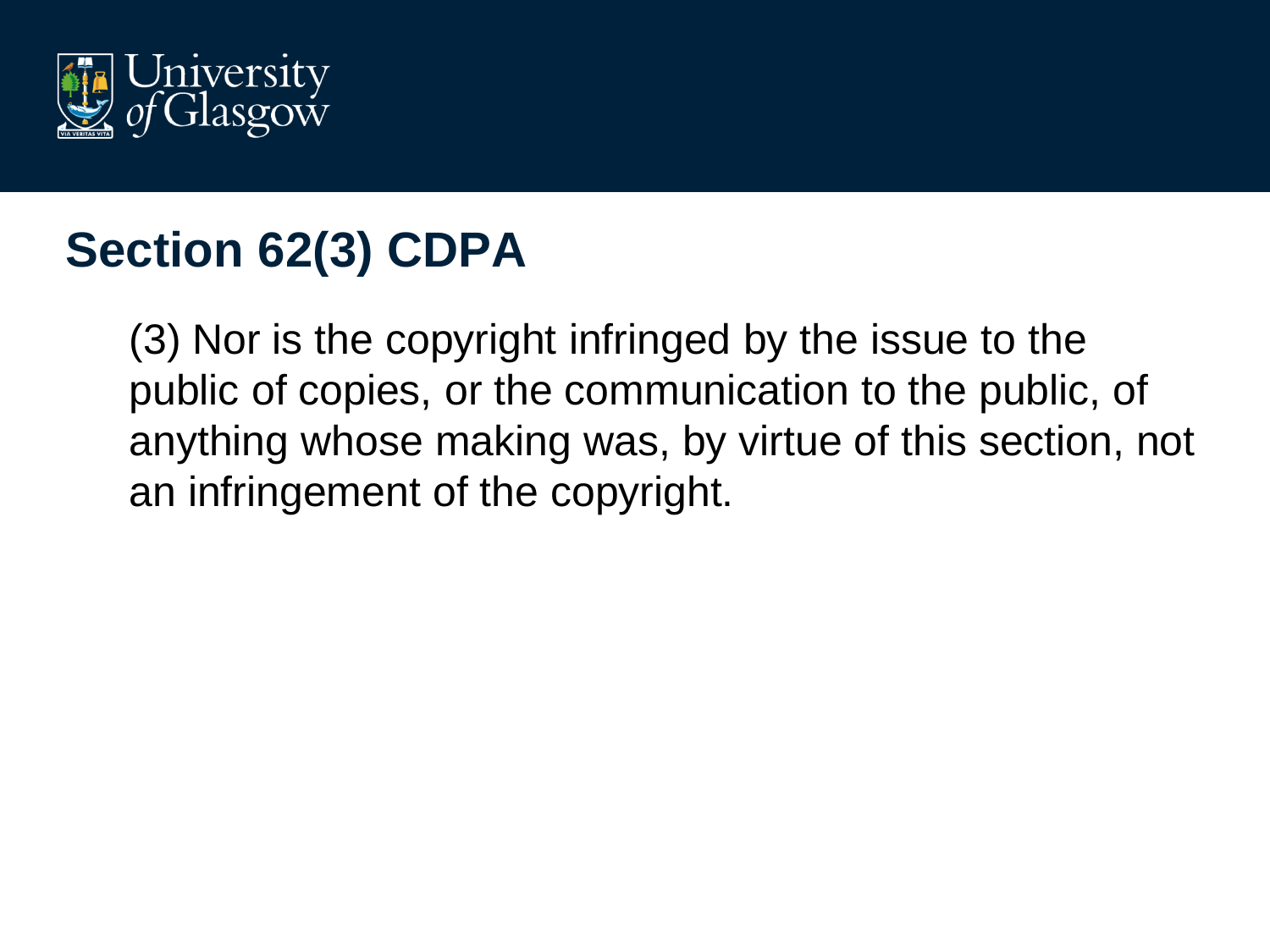## Section 62(3) CDPA

(3) Nor is the copyright infringed by the issue to the public of copies, or the communication to the public, of anything whose making was, by virtue of this section, not an infringement of the copyright.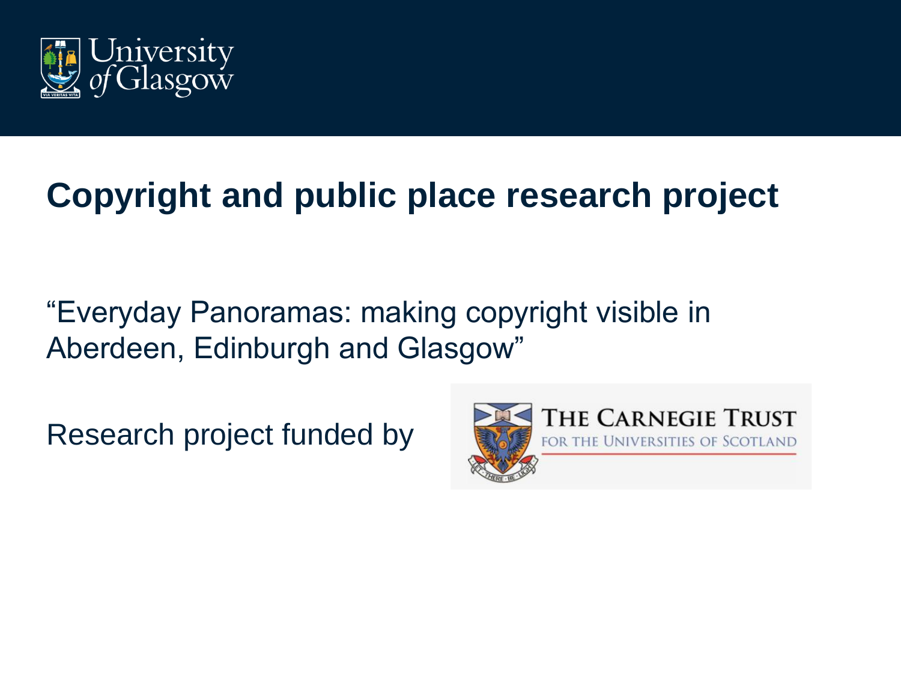# Copyright and public place research project

“Everyday Panoramas: making copyright visible in Aberdeen, Edinburgh and Glasgow”

Research project funded by

THE CARNEGIE TRUST FOR THE UNIVERSITIES OF SCOTLAND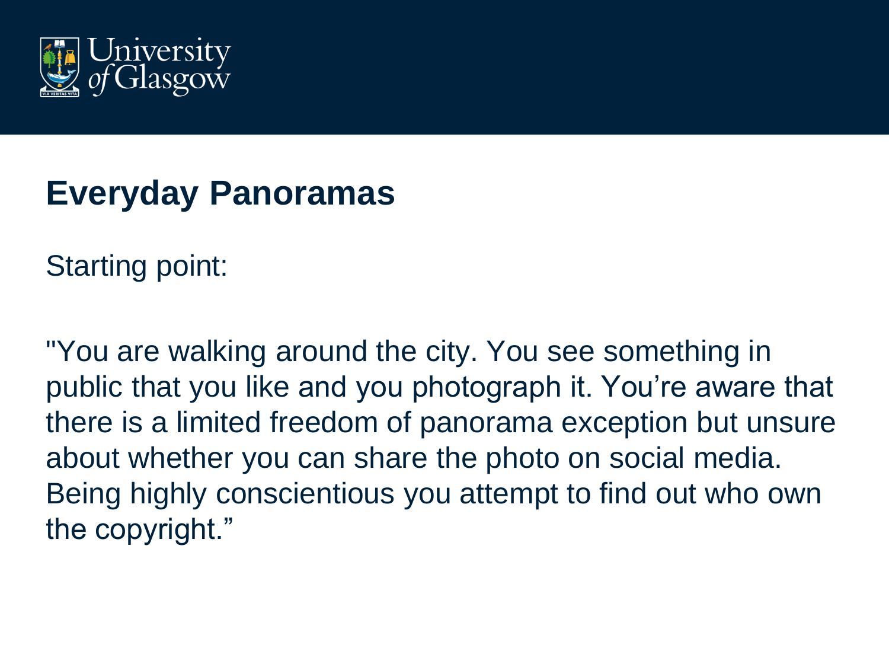## Everyday Panoramas

Starting point:

"You are walking around the city. You see something in public that you like and you photograph it. You're aware that there is a limited freedom of panorama exception but unsure about whether you can share the photo on social media. Being highly conscientious you attempt to find out who own the copyright."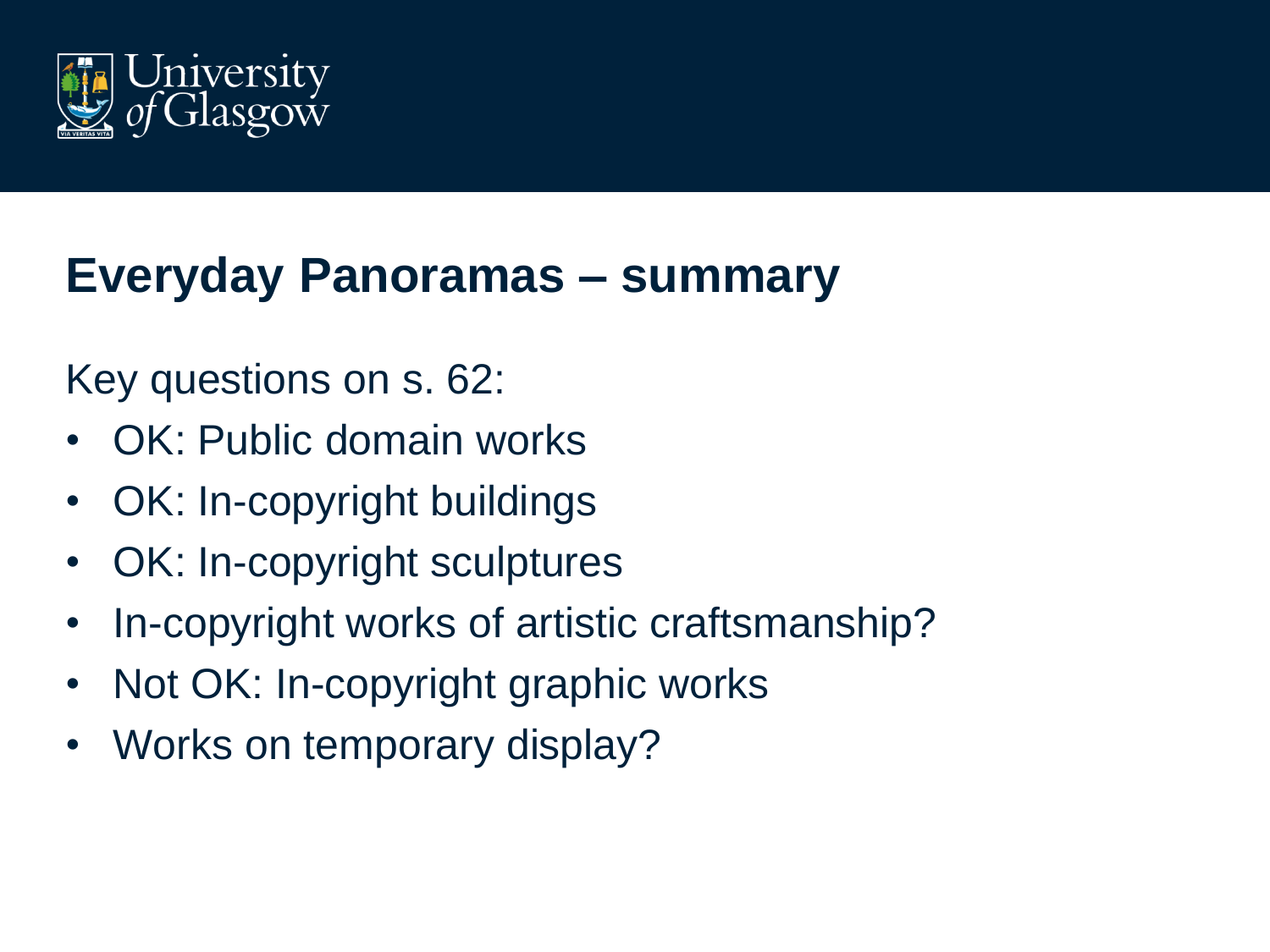## Everyday Panoramas – summary

Key questions on s. 62:

- OK: Public domain works
- OK: In-copyright buildings
- OK: In-copyright sculptures
- In-copyright works of artistic craftsmanship?
- Not OK: In-copyright graphic works
- Works on temporary display?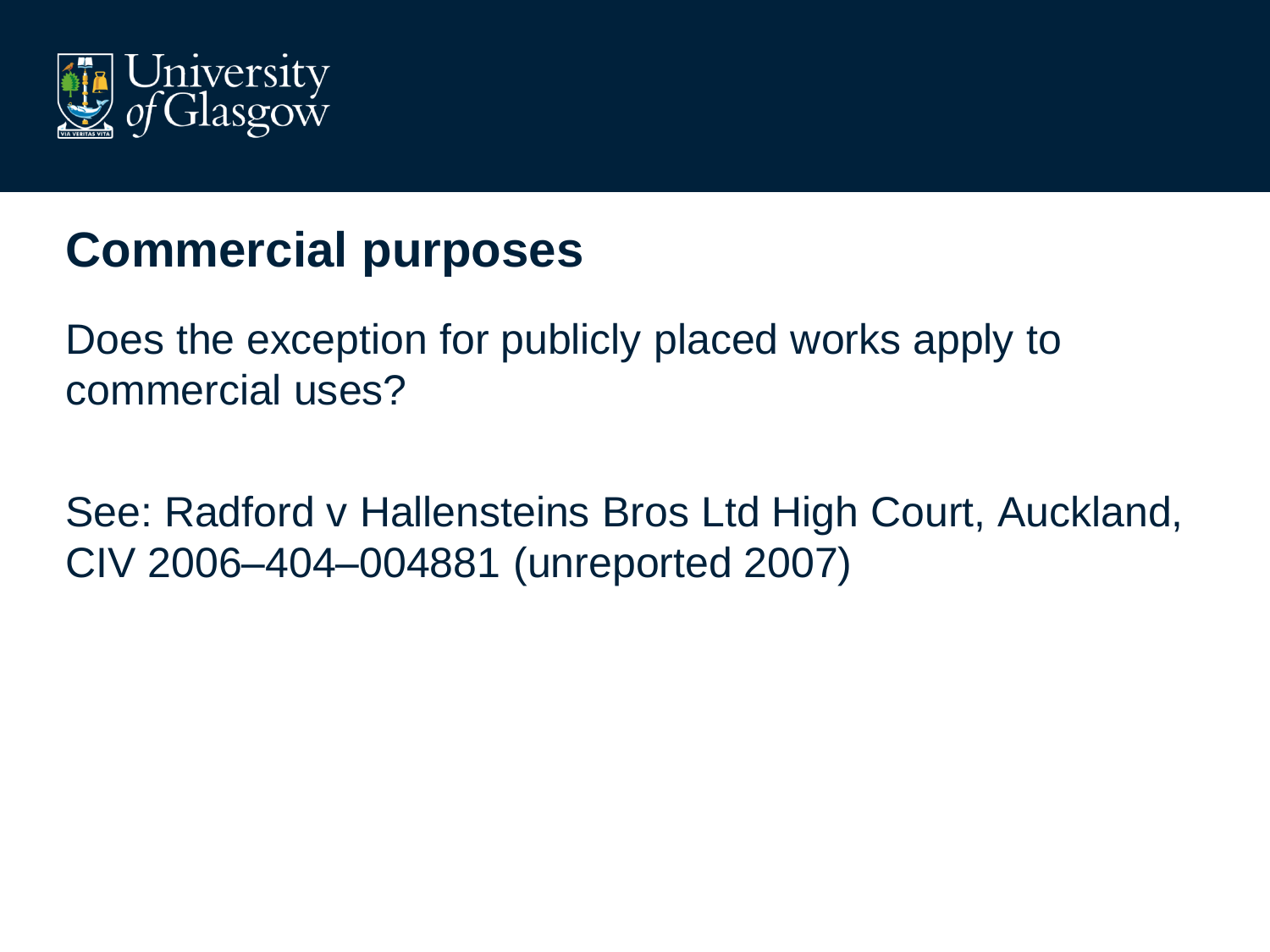# Commercial purposes

Does the exception for publicly placed works apply to commercial uses?

See: Radford v Hallensteins Bros Ltd High Court, Auckland, CIV 2006–404–004881 (unreported 2007)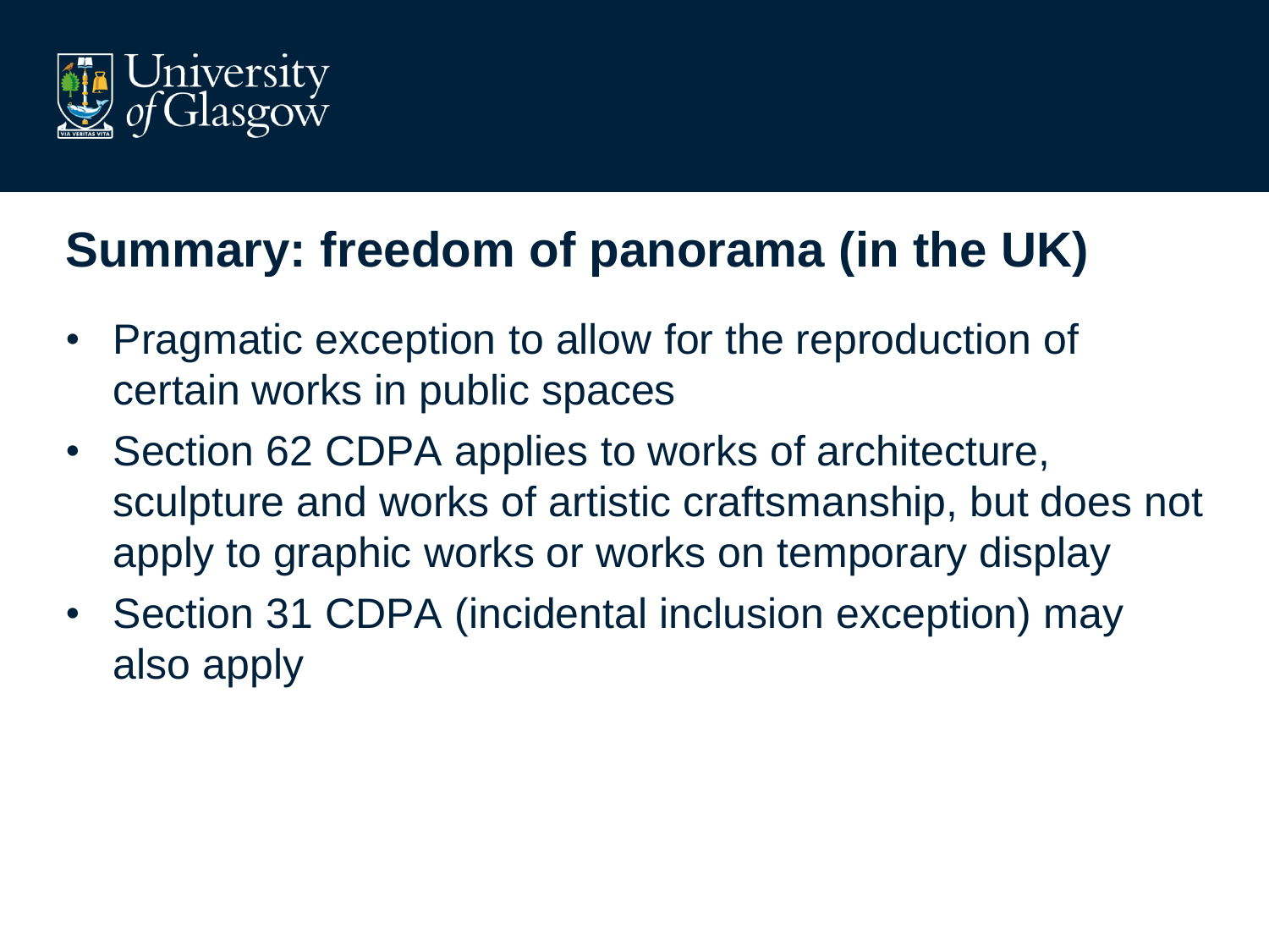## Summary: freedom of panorama (in the UK)

- Pragmatic exception to allow for the reproduction of certain works in public spaces
- Section 62 CDPA applies to works of architecture, sculpture and works of artistic craftsmanship, but does not apply to graphic works or works on temporary display
- Section 31 CDPA (incidental inclusion exception) may also apply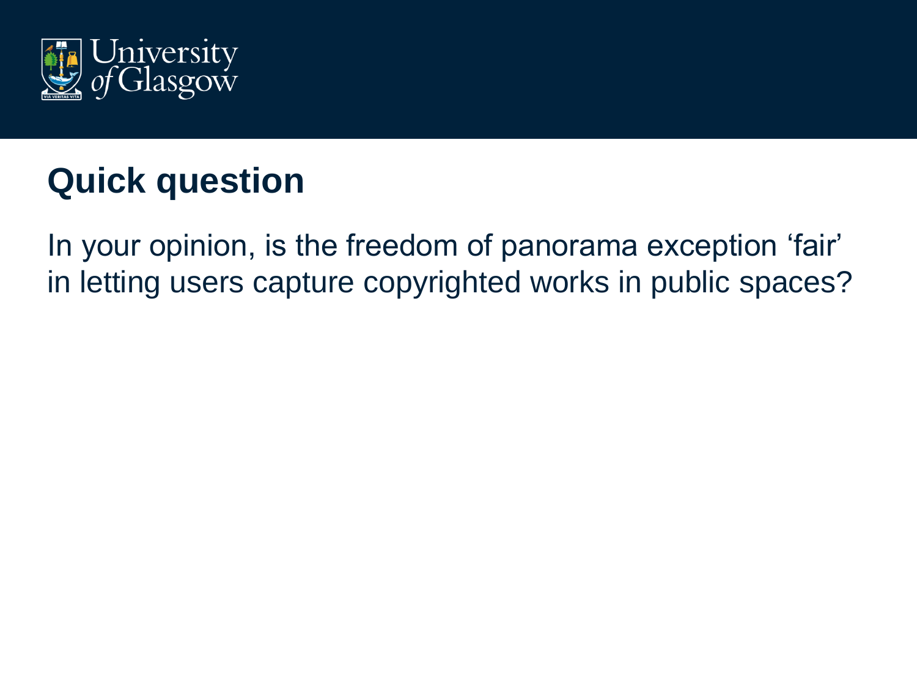# Quick question

In your opinion, is the freedom of panorama exception ‘fair’ in letting users capture copyrighted works in public spaces?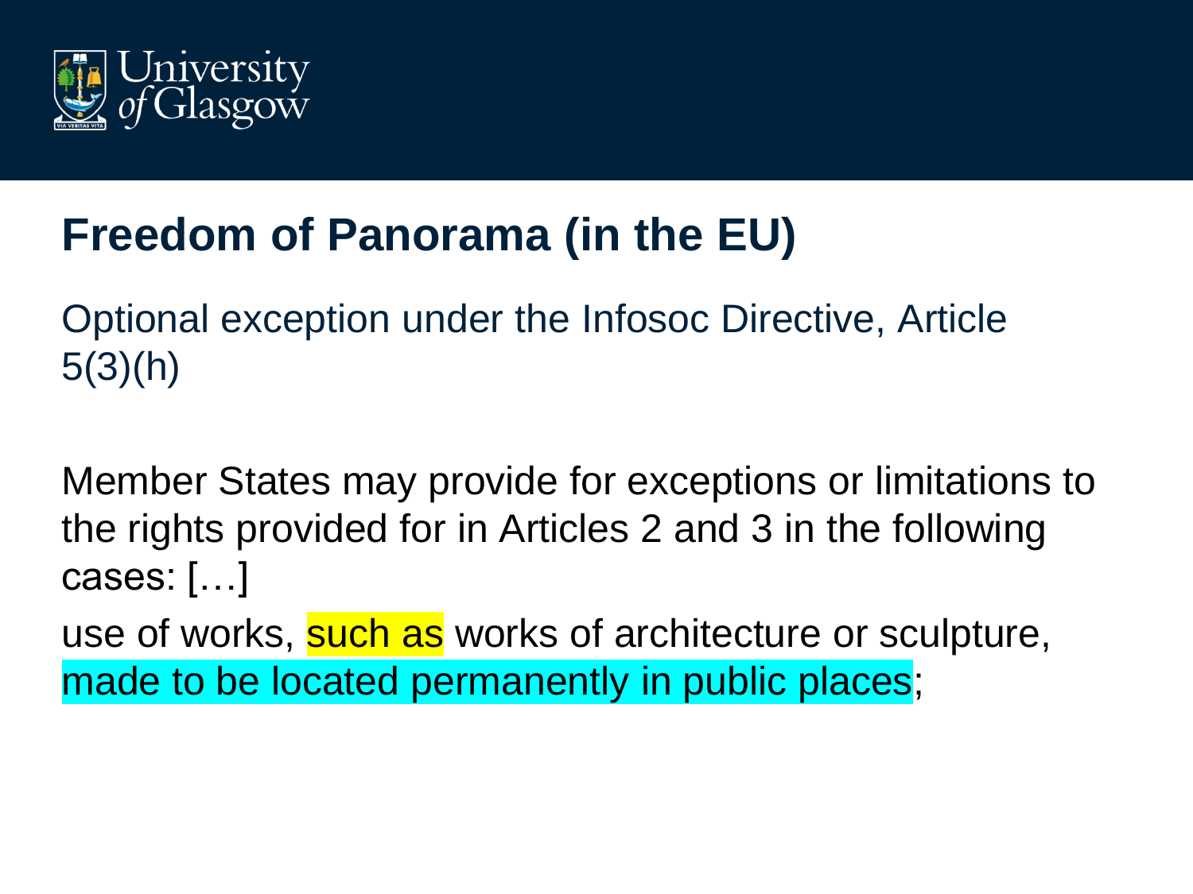# Freedom of Panorama (in the EU)

Optional exception under the Infosoc Directive, Article 5(3)(h)

Member States may provide for exceptions or limitations to the rights provided for in Articles 2 and 3 in the following cases: […]

use of works, such as works of architecture or sculpture, made to be located permanently in public places;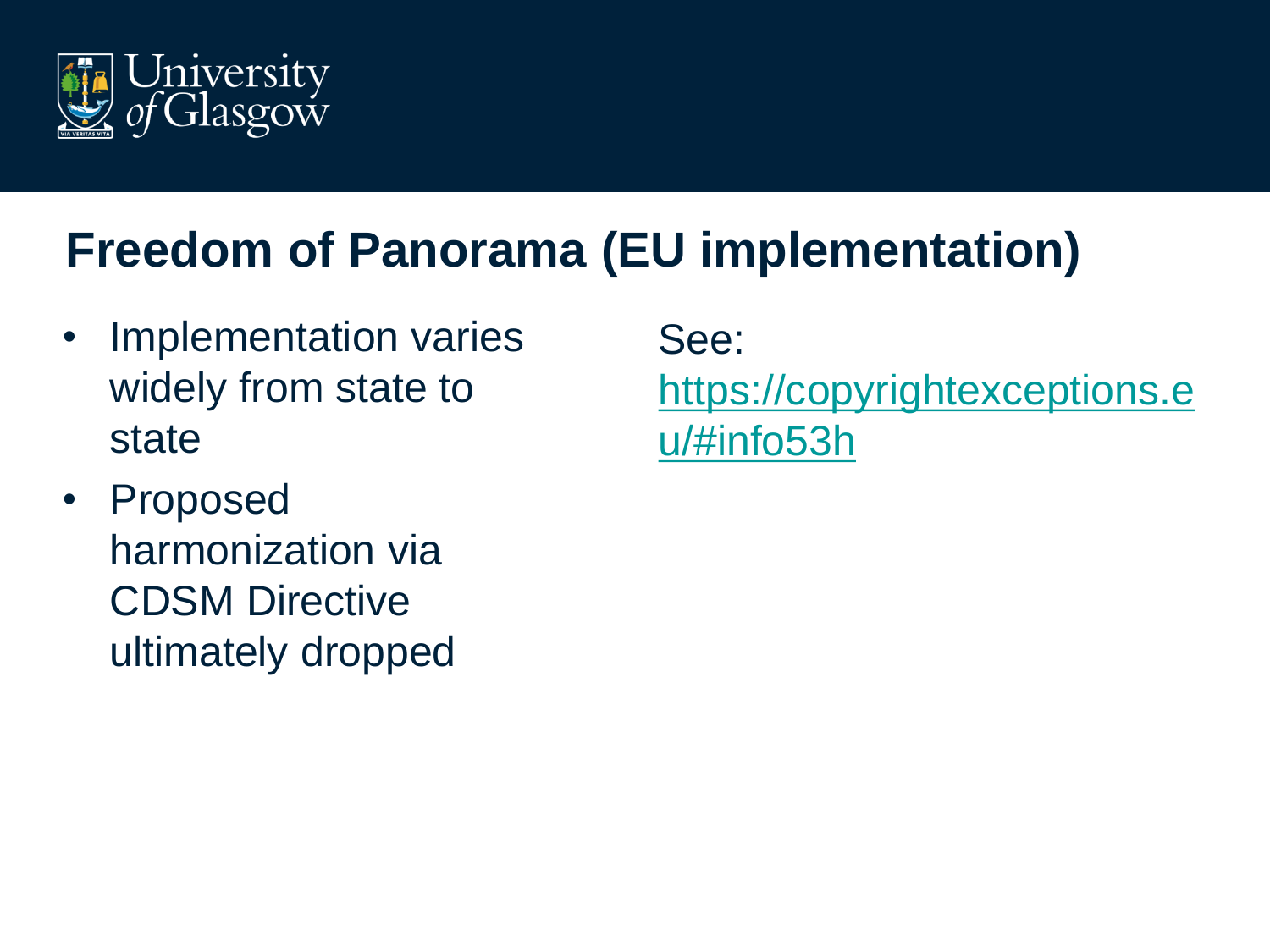# Freedom of Panorama (EU implementation)

- Implementation varies widely from state to state
- Proposed harmonization via CDSM Directive ultimately dropped

See: https://copyrightexceptions.eu/#info53h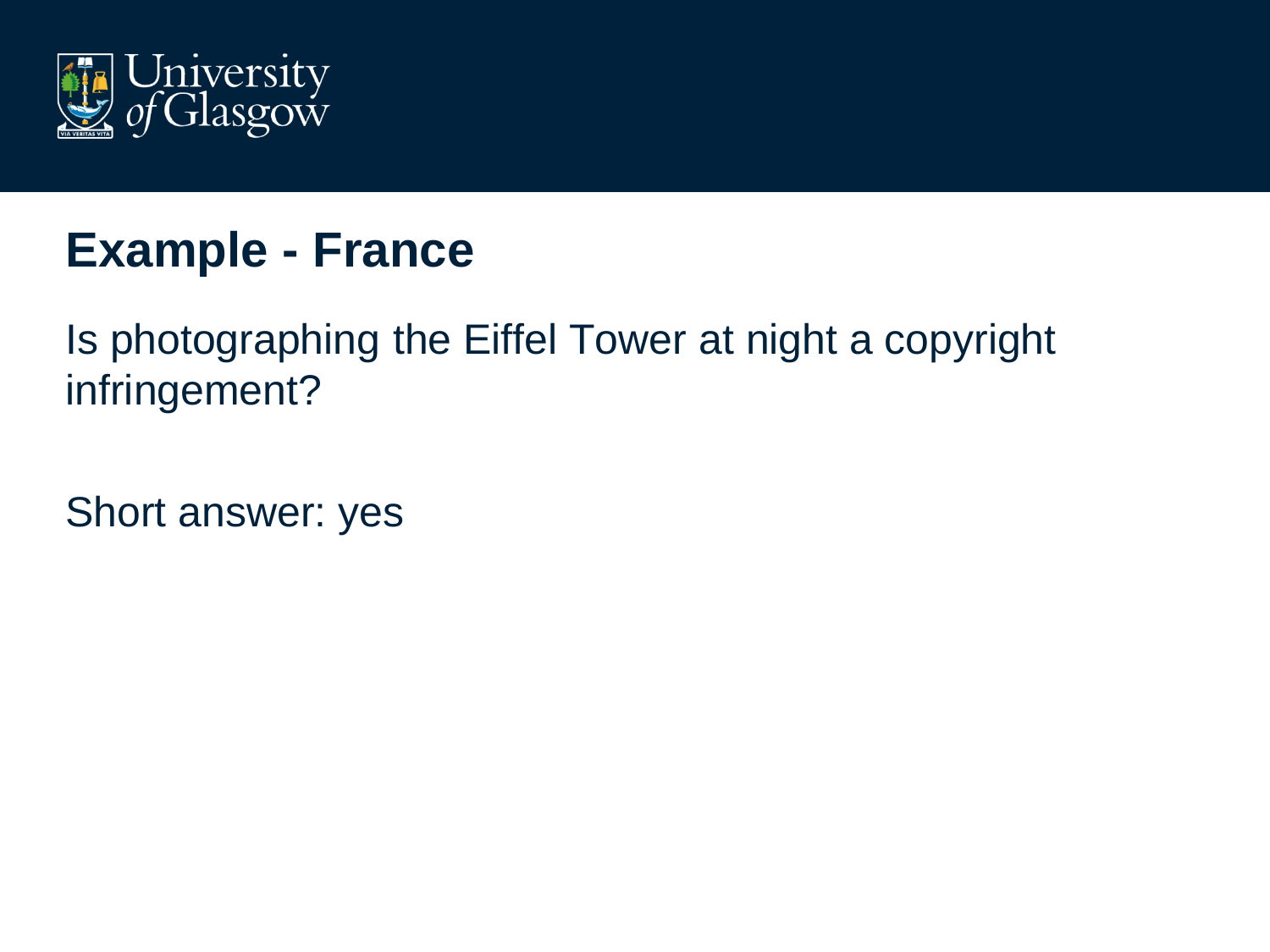# Example - France

Is photographing the Eiffel Tower at night a copyright infringement?

Short answer: yes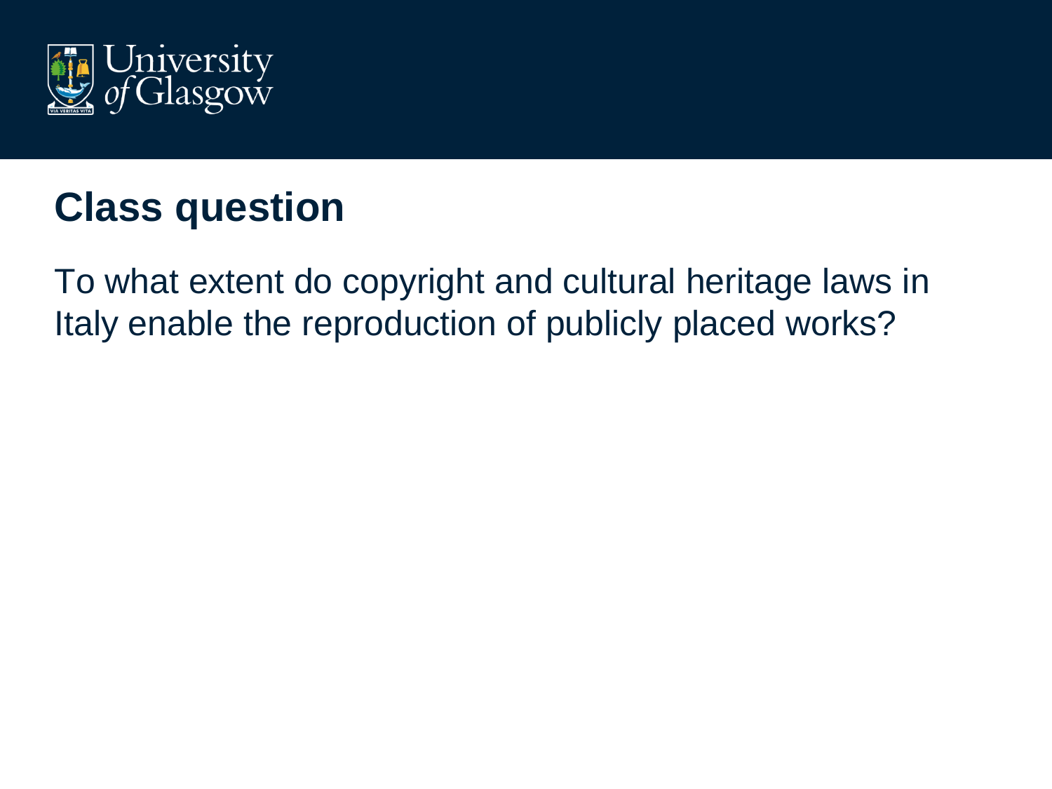# Class question

To what extent do copyright and cultural heritage laws in Italy enable the reproduction of publicly placed works?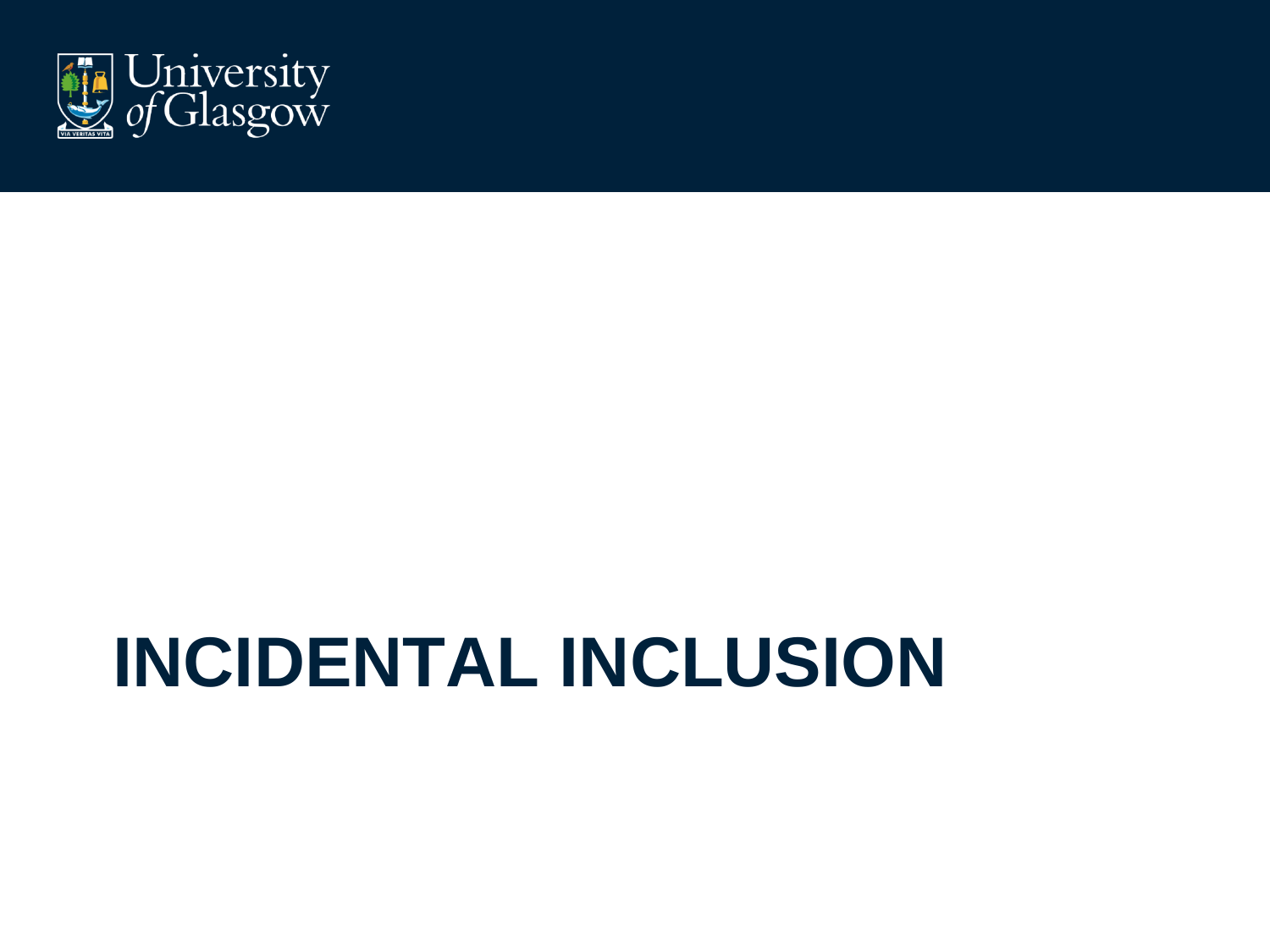# INCIDENTAL INCLUSION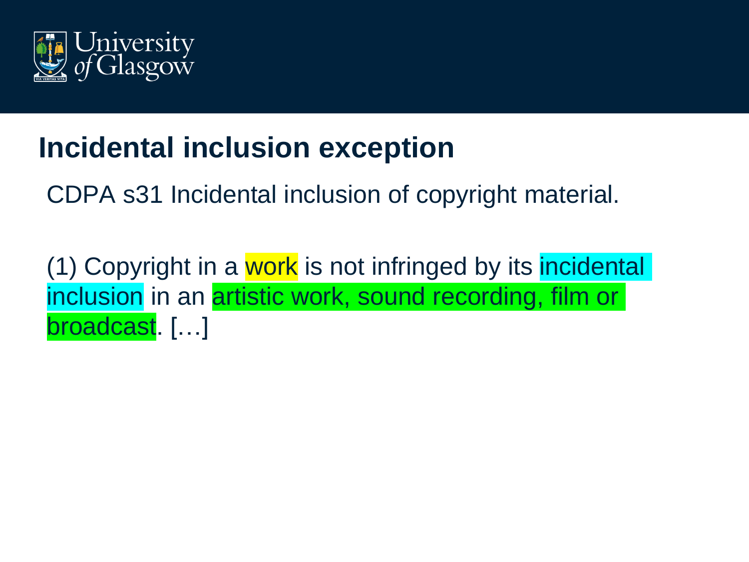# Incidental inclusion exception

CDPA s31 Incidental inclusion of copyright material.

(1) Copyright in a work is not infringed by its incidental inclusion in an artistic work, sound recording, film or broadcast. […]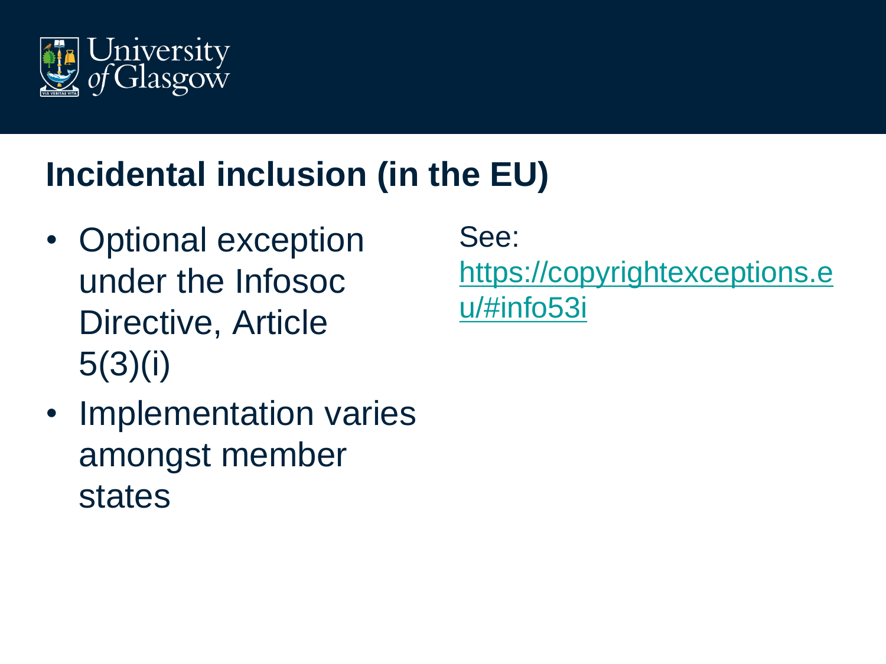# Incidental inclusion (in the EU)

- Optional exception under the Infosoc Directive, Article 5(3)(i)
- Implementation varies amongst member states

See: https://copyrightexceptions.eu/#info53i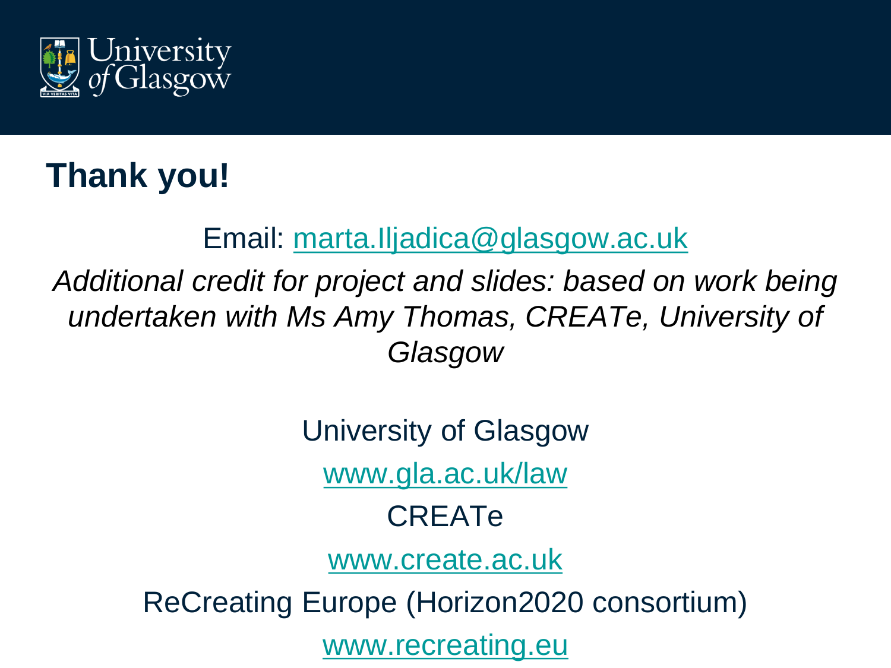## Thank you!

Email: marta.Iljadica@glasgow.ac.uk

*Additional credit for project and slides: based on work being undertaken with Ms Amy Thomas, CREATe, University of Glasgow*

University of Glasgow

www.gla.ac.uk/law

CREATe

www.create.ac.uk

ReCreating Europe (Horizon2020 consortium)

www.recreating.eu